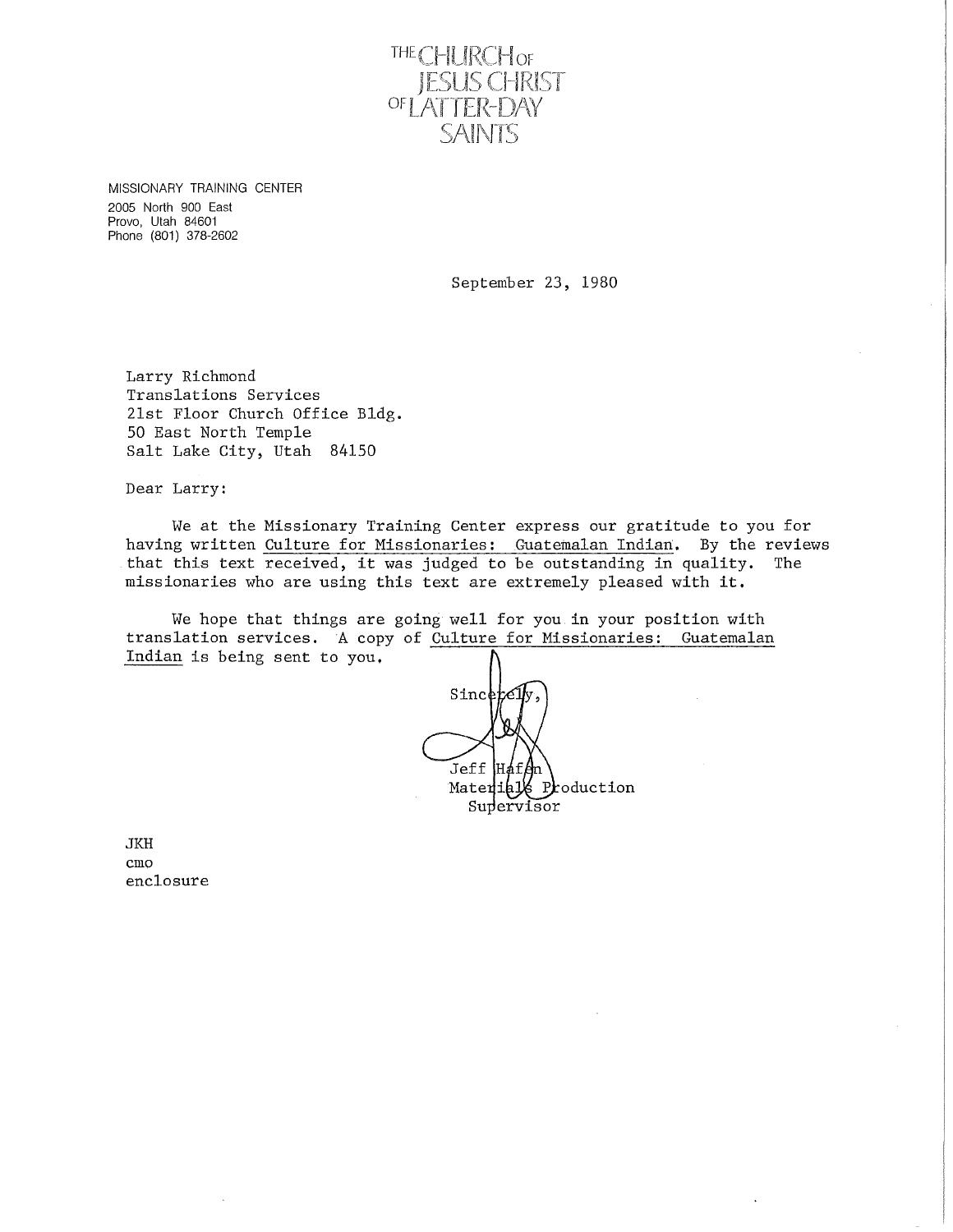THE CHURCH OF JESUS CHRIST OF LATTER-DAY SAINTS

MISSIONARY TRAINING CENTER
2005 North 900 East
Provo, Utah 84601
Phone (801) 378-2602

September 23, 1980

Larry Richmond
Translations Services
21st Floor Church Office Bldg.
50 East North Temple
Salt Lake City, Utah 84150

Dear Larry:

We at the Missionary Training Center express our gratitude to you for having written Culture for Missionaries: Guatemalan Indian. By the reviews that this text received, it was judged to be outstanding in quality. The missionaries who are using this text are extremely pleased with it.

We hope that things are going well for you in your position with translation services. A copy of Culture for Missionaries: Guatemalan Indian is being sent to you.

Sincerely,

Jeff Hafen
Materials Production
Supervisor

JKH
cmo
enclosure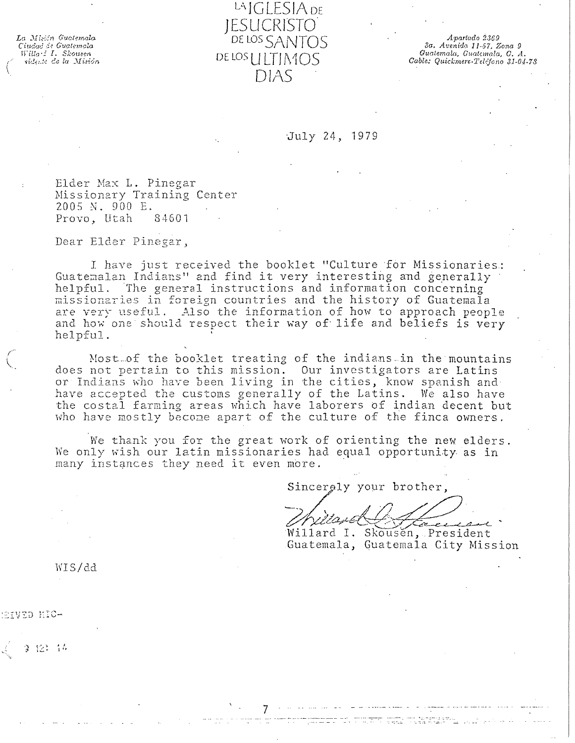La Misión Guatemala
Ciudad de Guatemala
Willard I. Skousen
Presidente de la Misión

# LA IGLESIA DE JESUCRISTO DE LOS SANTOS DE LOS ULTIMOS DIAS

Apartado 2369
3a. Avenida 11-57, Zona 9
Guatemala, Guatemala, C. A.
Cable: Quickmere-Teléfono 31-04-78

July 24, 1979

Elder Max L. Pinegar
Missionary Training Center
2005 N. 900 E.
Provo, Utah 84601

Dear Elder Pinegar,

I have just received the booklet "Culture for Missionaries: Guatemalan Indians" and find it very interesting and generally helpful. The general instructions and information concerning missionaries in foreign countries and the history of Guatemala are very useful. Also the information of how to approach people and how one should respect their way of life and beliefs is very helpful.

Most of the booklet treating of the indians in the mountains does not pertain to this mission. Our investigators are Latins or Indians who have been living in the cities, know spanish and have accepted the customs generally of the Latins. We also have the costal farming areas which have laborers of indian decent but who have mostly become apart of the culture of the finca owners.

We thank you for the great work of orienting the new elders. We only wish our latin missionaries had equal opportunity as in many instances they need it even more.

Sincerely your brother,

Willard I. Skousen, President
Guatemala, Guatemala City Mission

WIS/dd

RECEIVED MTC-

9 12: 14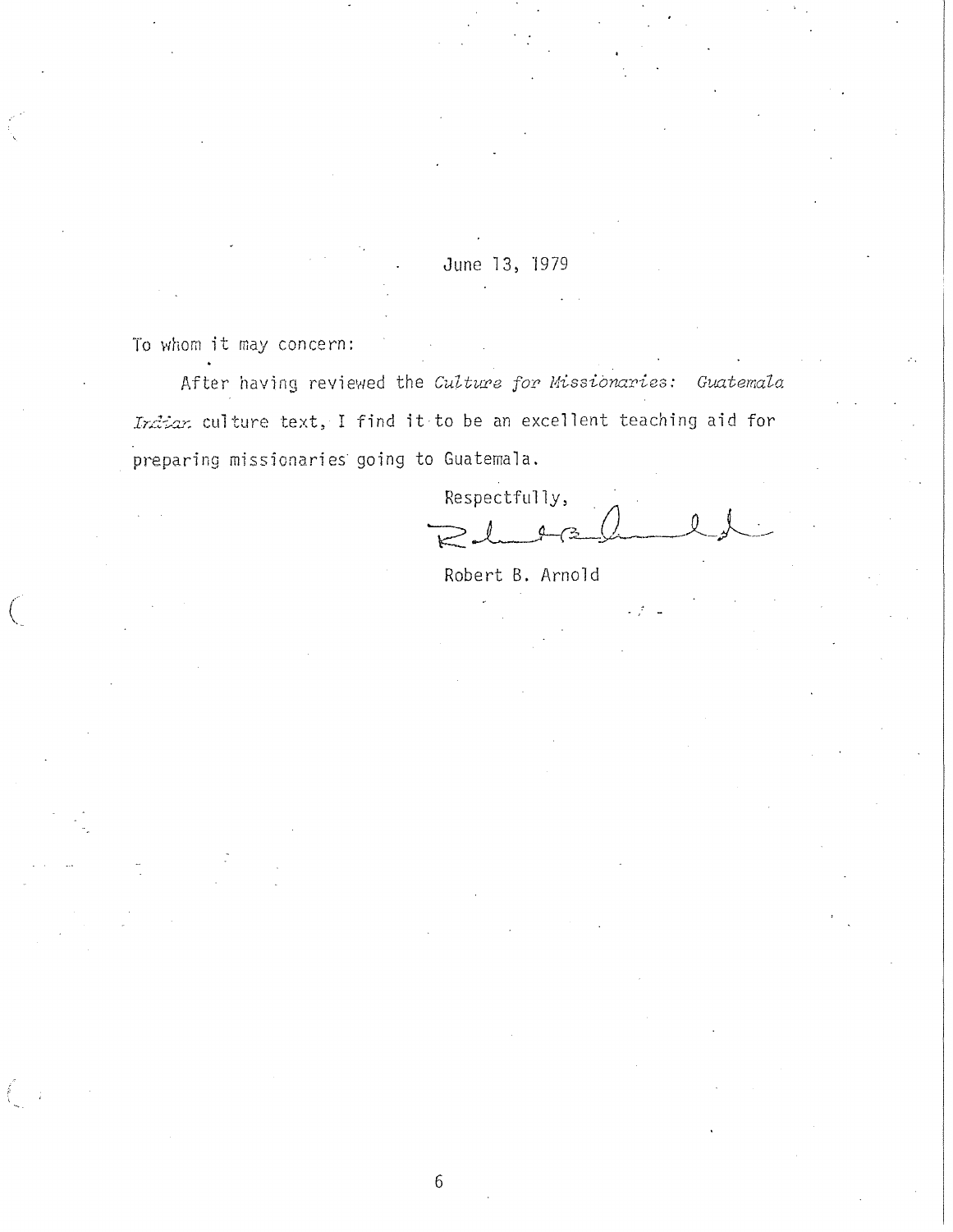June 13, 1979

To whom it may concern:

After having reviewed the *Culture for Missionaries: Guatemala Indian* culture text, I find it to be an excellent teaching aid for preparing missionaries going to Guatemala.

Respectfully,

Robert B. Arnold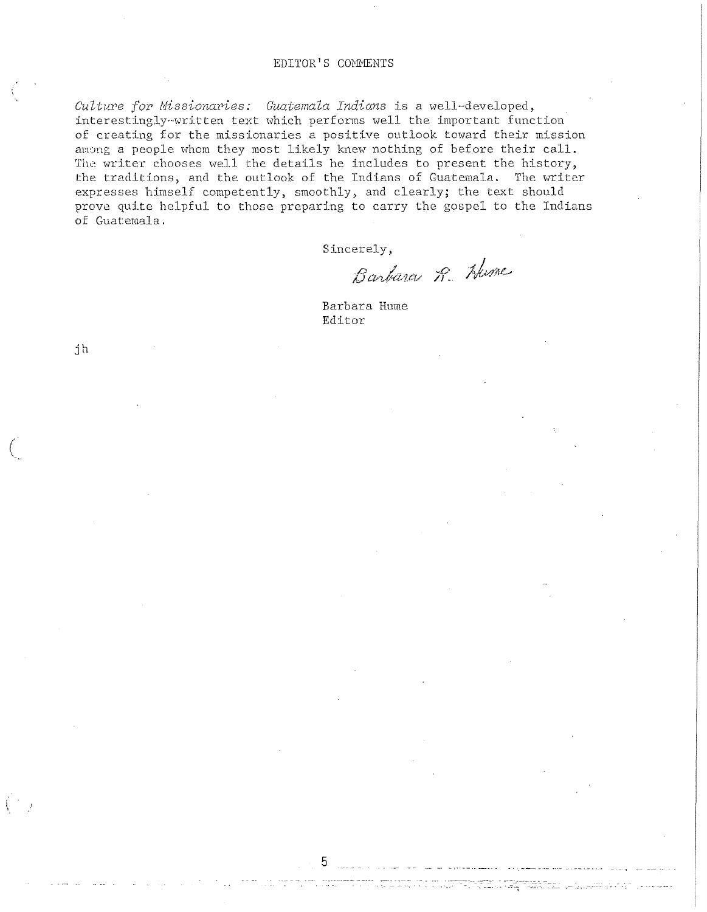EDITOR'S COMMENTS

*Culture for Missionaries: Guatemala Indians* is a well-developed, interestingly-written text which performs well the important function of creating for the missionaries a positive outlook toward their mission among a people whom they most likely knew nothing of before their call. The writer chooses well the details he includes to present the history, the traditions, and the outlook of the Indians of Guatemala. The writer expresses himself competently, smoothly, and clearly; the text should prove quite helpful to those preparing to carry the gospel to the Indians of Guatemala.

Sincerely,

Barbara R. Hume

Barbara Hume
Editor

jh